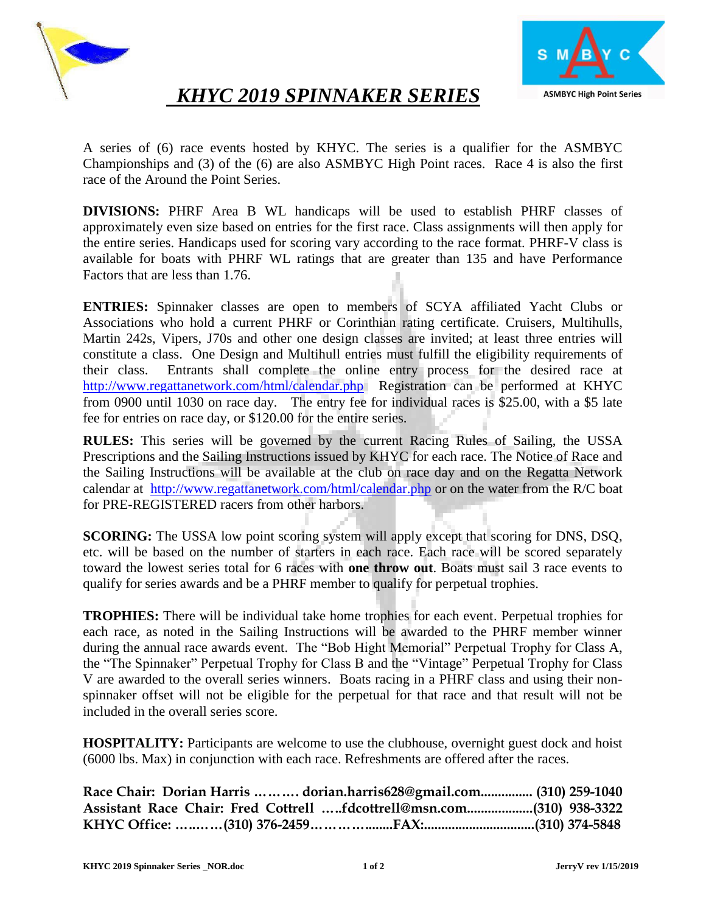# *KHYC 2019 SPINNAKER SERIES*

ASMBYC High Point Series

A series of (6) race events hosted by KHYC. The series is a qualifier for the ASMBYC Championships and (3) of the (6) are also ASMBYC High Point races. Race 4 is also the first race of the Around the Point Series.

**DIVISIONS:** PHRF Area B WL handicaps will be used to establish PHRF classes of approximately even size based on entries for the first race. Class assignments will then apply for the entire series. Handicaps used for scoring vary according to the race format. PHRF-V class is available for boats with PHRF WL ratings that are greater than 135 and have Performance Factors that are less than 1.76.

**ENTRIES:** Spinnaker classes are open to members of SCYA affiliated Yacht Clubs or Associations who hold a current PHRF or Corinthian rating certificate. Cruisers, Multihulls, Martin 242s, Vipers, J70s and other one design classes are invited; at least three entries will constitute a class. One Design and Multihull entries must fulfill the eligibility requirements of their class. Entrants shall complete the online entry process for the desired race at http://www.regattanetwork.com/html/calendar.php Registration can be performed at KHYC from 0900 until 1030 on race day. The entry fee for individual races is $25.00, with a $5 late fee for entries on race day, or $120.00 for the entire series.

**RULES:** This series will be governed by the current Racing Rules of Sailing, the USSA Prescriptions and the Sailing Instructions issued by KHYC for each race. The Notice of Race and the Sailing Instructions will be available at the club on race day and on the Regatta Network calendar at http://www.regattanetwork.com/html/calendar.php or on the water from the R/C boat for PRE-REGISTERED racers from other harbors.

**SCORING:** The USSA low point scoring system will apply except that scoring for DNS, DSQ, etc. will be based on the number of starters in each race. Each race will be scored separately toward the lowest series total for 6 races with **one throw out**. Boats must sail 3 race events to qualify for series awards and be a PHRF member to qualify for perpetual trophies.

**TROPHIES:** There will be individual take home trophies for each event. Perpetual trophies for each race, as noted in the Sailing Instructions will be awarded to the PHRF member winner during the annual race awards event. The "Bob Hight Memorial" Perpetual Trophy for Class A, the "The Spinnaker" Perpetual Trophy for Class B and the "Vintage" Perpetual Trophy for Class V are awarded to the overall series winners. Boats racing in a PHRF class and using their non-spinnaker offset will not be eligible for the perpetual for that race and that result will not be included in the overall series score.

**HOSPITALITY:** Participants are welcome to use the clubhouse, overnight guest dock and hoist (6000 lbs. Max) in conjunction with each race. Refreshments are offered after the races.

**Race Chair: Dorian Harris ………. dorian.harris628@gmail.com............... (310) 259-1040**
**Assistant Race Chair: Fred Cottrell …..fdcottrell@msn.com...................(310) 938-3322**
**KHYC Office: ………(310) 376-2459……………........FAX:................................(310) 374-5848**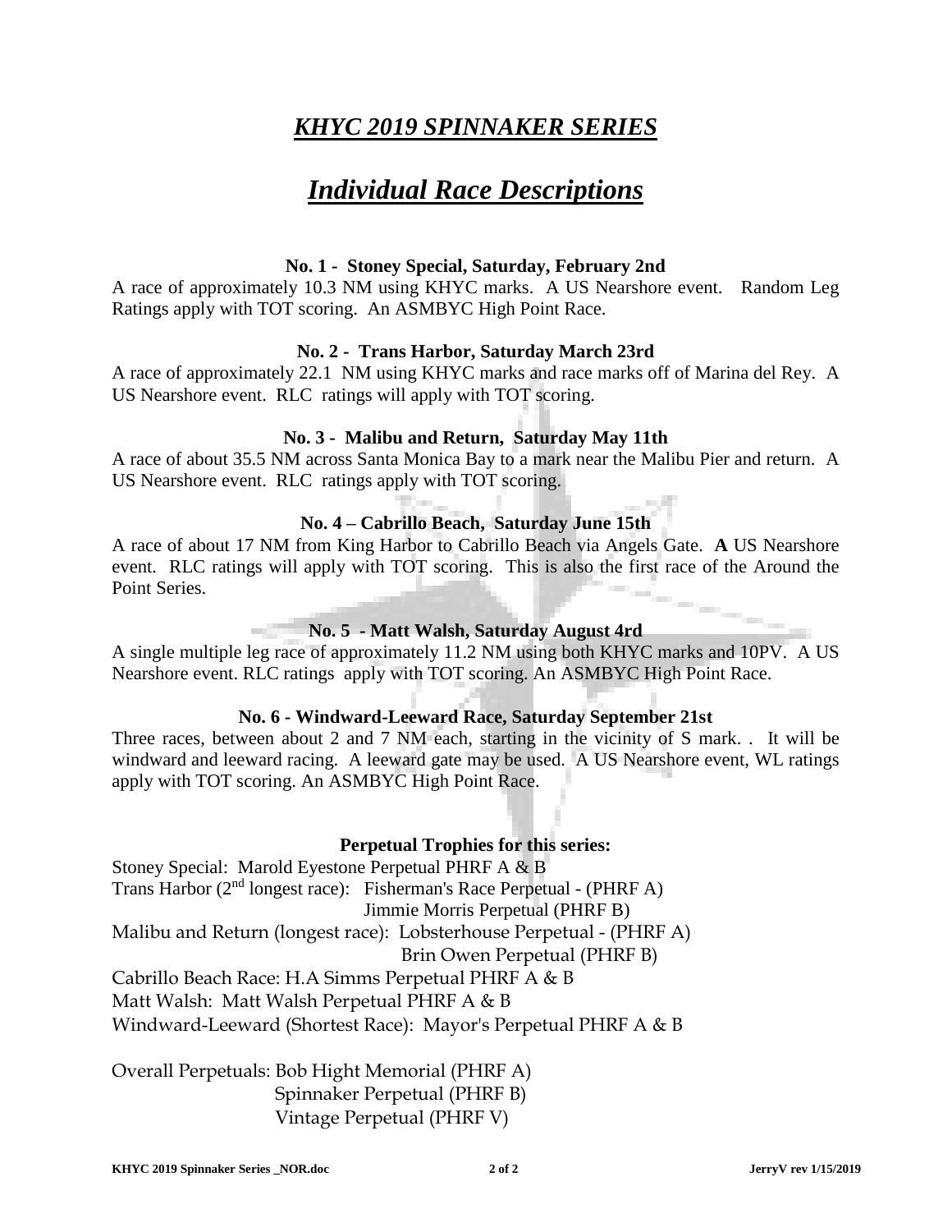# *KHYC 2019 SPINNAKER SERIES*

## *Individual Race Descriptions*

**No. 1 - Stoney Special, Saturday, February 2nd**

A race of approximately 10.3 NM using KHYC marks. A US Nearshore event. Random Leg Ratings apply with TOT scoring. An ASMBYC High Point Race.

**No. 2 - Trans Harbor, Saturday March 23rd**

A race of approximately 22.1 NM using KHYC marks and race marks off of Marina del Rey. A US Nearshore event. RLC ratings will apply with TOT scoring.

**No. 3 - Malibu and Return, Saturday May 11th**

A race of about 35.5 NM across Santa Monica Bay to a mark near the Malibu Pier and return. A US Nearshore event. RLC ratings apply with TOT scoring.

**No. 4 – Cabrillo Beach, Saturday June 15th**

A race of about 17 NM from King Harbor to Cabrillo Beach via Angels Gate. **A** US Nearshore event. RLC ratings will apply with TOT scoring. This is also the first race of the Around the Point Series.

**No. 5 - Matt Walsh, Saturday August 4rd**

A single multiple leg race of approximately 11.2 NM using both KHYC marks and 10PV. A US Nearshore event. RLC ratings apply with TOT scoring. An ASMBYC High Point Race.

**No. 6 - Windward-Leeward Race, Saturday September 21st**

Three races, between about 2 and 7 NM each, starting in the vicinity of S mark. . It will be windward and leeward racing. A leeward gate may be used. A US Nearshore event, WL ratings apply with TOT scoring. An ASMBYC High Point Race.

**Perpetual Trophies for this series:**

Stoney Special: Marold Eyestone Perpetual PHRF A & B
Trans Harbor (2nd longest race): Fisherman's Race Perpetual - (PHRF A)
Jimmie Morris Perpetual (PHRF B)
Malibu and Return (longest race): Lobsterhouse Perpetual - (PHRF A)
Brin Owen Perpetual (PHRF B)
Cabrillo Beach Race: H.A Simms Perpetual PHRF A & B
Matt Walsh: Matt Walsh Perpetual PHRF A & B
Windward-Leeward (Shortest Race): Mayor's Perpetual PHRF A & B

Overall Perpetuals: Bob Hight Memorial (PHRF A)
Spinnaker Perpetual (PHRF B)
Vintage Perpetual (PHRF V)